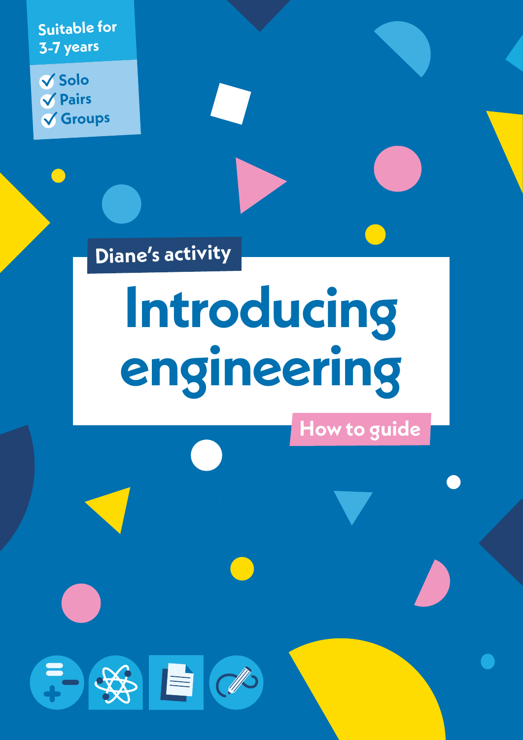Suitable for 3-7 years

- ✓ Solo
- ✓ Pairs
- ✓ Groups

Diane's activity

# Introducing engineering

How to guide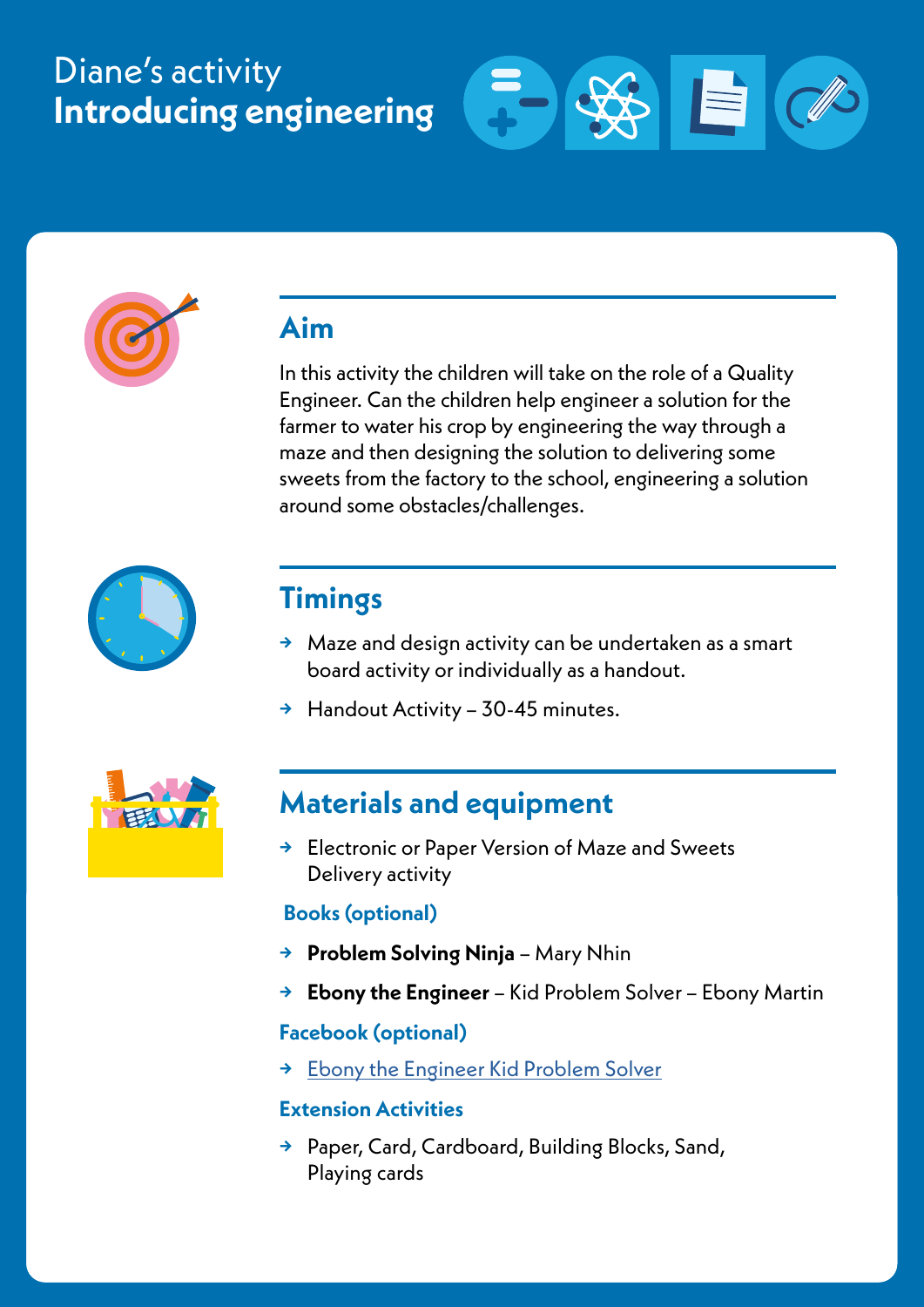# Diane's activity
# Introducing engineering

## Aim

In this activity the children will take on the role of a Quality Engineer. Can the children help engineer a solution for the farmer to water his crop by engineering the way through a maze and then designing the solution to delivering some sweets from the factory to the school, engineering a solution around some obstacles/challenges.

## Timings

- Maze and design activity can be undertaken as a smart board activity or individually as a handout.
- Handout Activity – 30-45 minutes.

## Materials and equipment

- Electronic or Paper Version of Maze and Sweets Delivery activity

### Books (optional)

- **Problem Solving Ninja** – Mary Nhin
- **Ebony the Engineer** – Kid Problem Solver – Ebony Martin

### Facebook (optional)

- Ebony the Engineer Kid Problem Solver

### Extension Activities

- Paper, Card, Cardboard, Building Blocks, Sand, Playing cards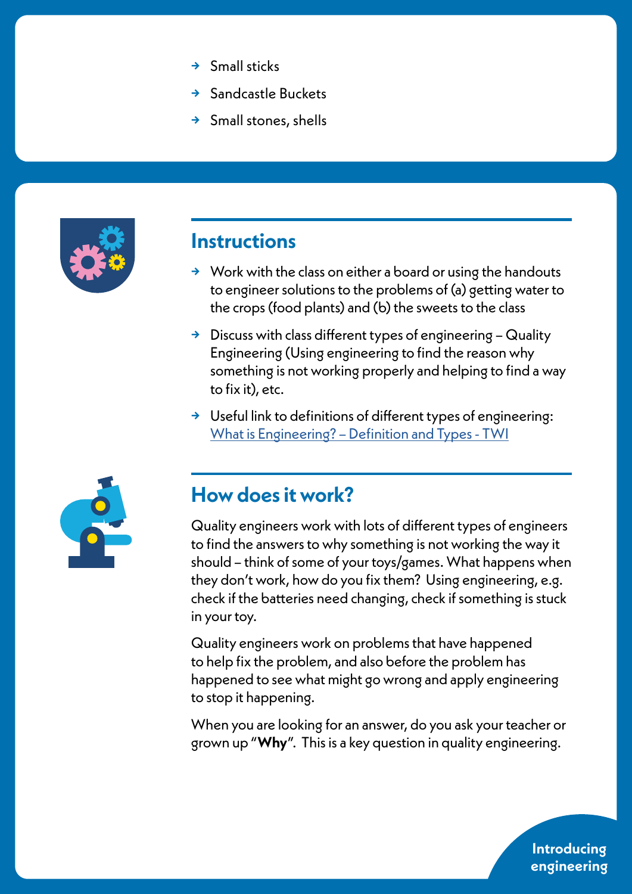- Small sticks
- Sandcastle Buckets
- Small stones, shells

## Instructions

- Work with the class on either a board or using the handouts to engineer solutions to the problems of (a) getting water to the crops (food plants) and (b) the sweets to the class
- Discuss with class different types of engineering – Quality Engineering (Using engineering to find the reason why something is not working properly and helping to find a way to fix it), etc.
- Useful link to definitions of different types of engineering: What is Engineering? – Definition and Types - TWI

## How does it work?

Quality engineers work with lots of different types of engineers to find the answers to why something is not working the way it should – think of some of your toys/games. What happens when they don't work, how do you fix them? Using engineering, e.g. check if the batteries need changing, check if something is stuck in your toy.

Quality engineers work on problems that have happened to help fix the problem, and also before the problem has happened to see what might go wrong and apply engineering to stop it happening.

When you are looking for an answer, do you ask your teacher or grown up "**Why**". This is a key question in quality engineering.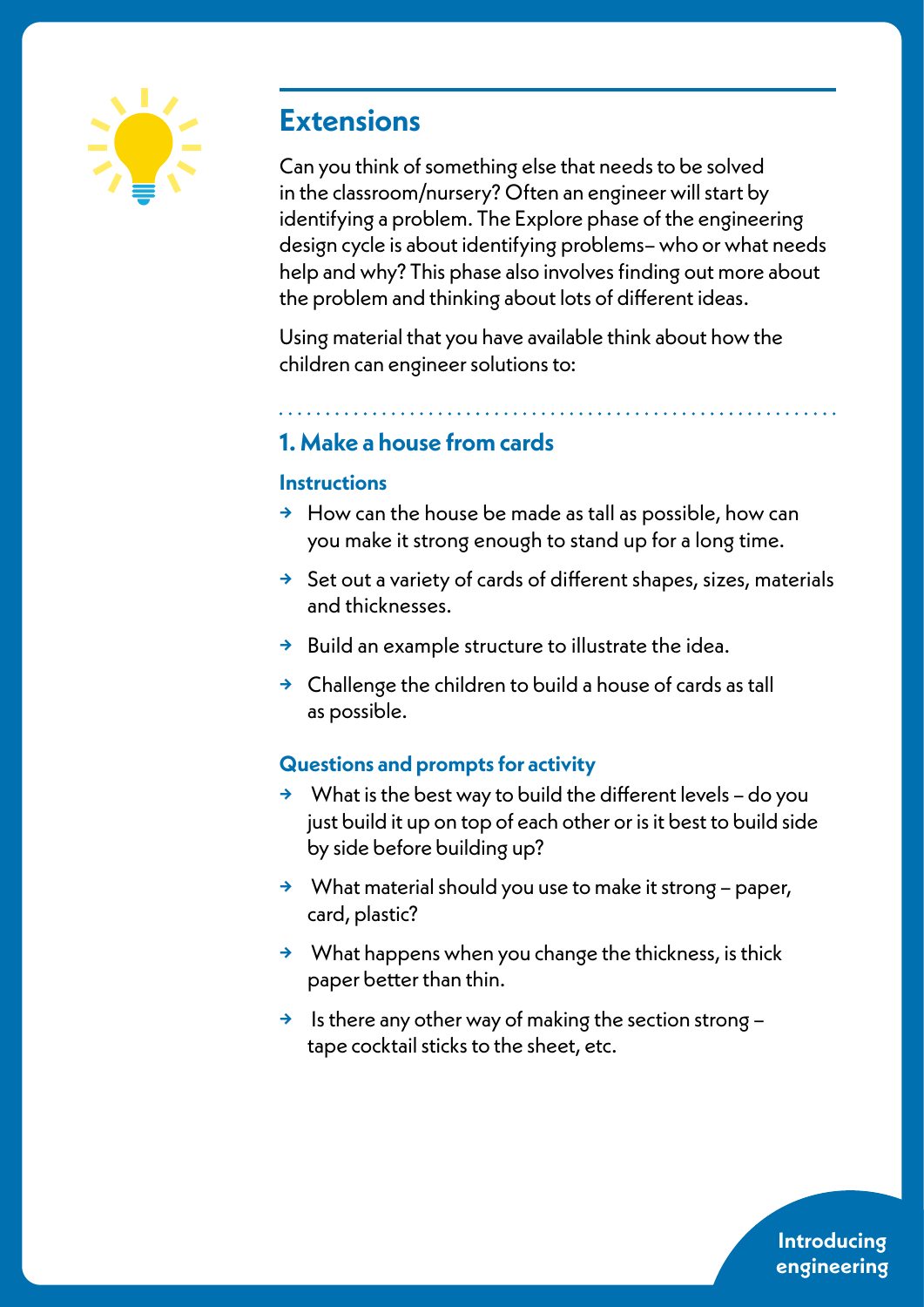## Extensions

Can you think of something else that needs to be solved in the classroom/nursery? Often an engineer will start by identifying a problem. The Explore phase of the engineering design cycle is about identifying problems– who or what needs help and why? This phase also involves finding out more about the problem and thinking about lots of different ideas.

Using material that you have available think about how the children can engineer solutions to:

### 1. Make a house from cards

#### Instructions

- How can the house be made as tall as possible, how can you make it strong enough to stand up for a long time.
- Set out a variety of cards of different shapes, sizes, materials and thicknesses.
- Build an example structure to illustrate the idea.
- Challenge the children to build a house of cards as tall as possible.

#### Questions and prompts for activity

- What is the best way to build the different levels – do you just build it up on top of each other or is it best to build side by side before building up?
- What material should you use to make it strong – paper, card, plastic?
- What happens when you change the thickness, is thick paper better than thin.
- Is there any other way of making the section strong – tape cocktail sticks to the sheet, etc.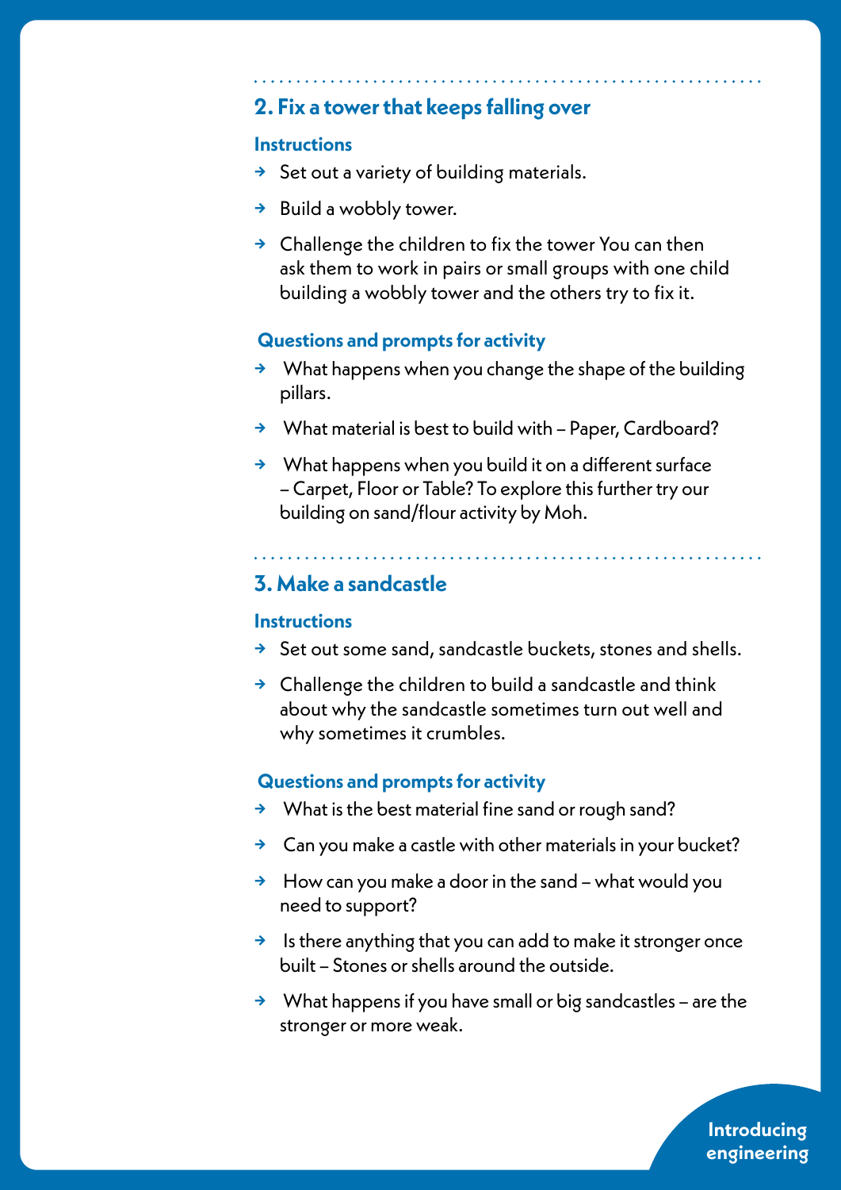## 2. Fix a tower that keeps falling over

### Instructions

- Set out a variety of building materials.
- Build a wobbly tower.
- Challenge the children to fix the tower You can then ask them to work in pairs or small groups with one child building a wobbly tower and the others try to fix it.

### Questions and prompts for activity

- What happens when you change the shape of the building pillars.
- What material is best to build with – Paper, Cardboard?
- What happens when you build it on a different surface – Carpet, Floor or Table? To explore this further try our building on sand/flour activity by Moh.

## 3. Make a sandcastle

### Instructions

- Set out some sand, sandcastle buckets, stones and shells.
- Challenge the children to build a sandcastle and think about why the sandcastle sometimes turn out well and why sometimes it crumbles.

### Questions and prompts for activity

- What is the best material fine sand or rough sand?
- Can you make a castle with other materials in your bucket?
- How can you make a door in the sand – what would you need to support?
- Is there anything that you can add to make it stronger once built – Stones or shells around the outside.
- What happens if you have small or big sandcastles – are the stronger or more weak.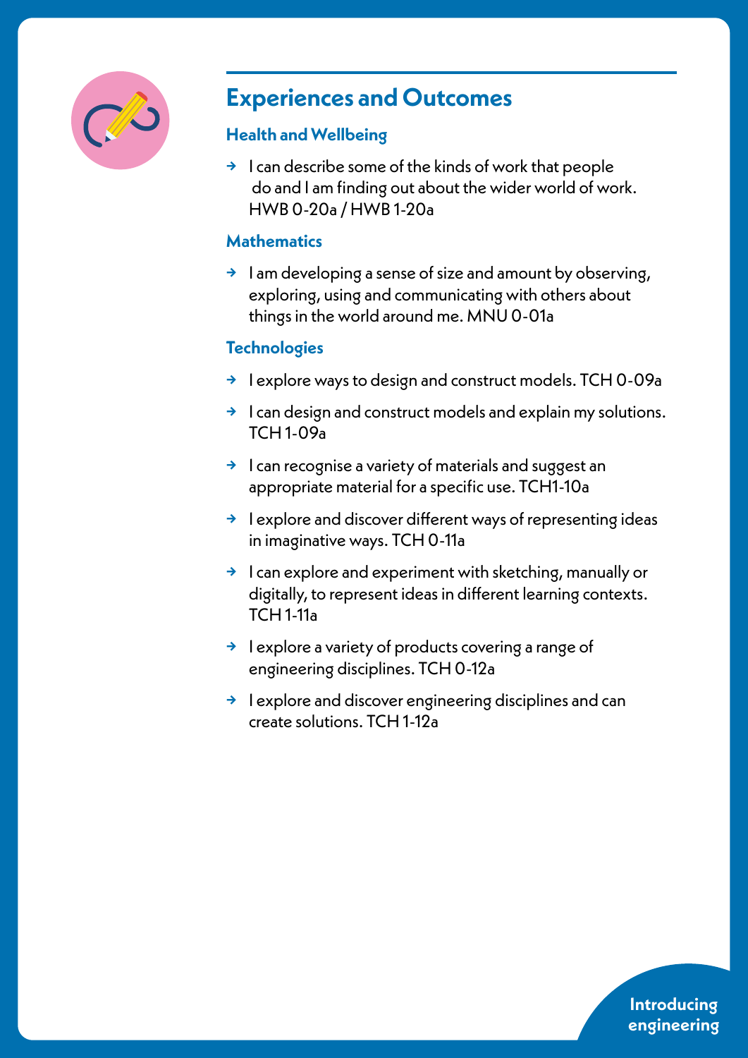## Experiences and Outcomes

### Health and Wellbeing

- I can describe some of the kinds of work that people do and I am finding out about the wider world of work. HWB 0-20a / HWB 1-20a

### Mathematics

- I am developing a sense of size and amount by observing, exploring, using and communicating with others about things in the world around me. MNU 0-01a

### Technologies

- I explore ways to design and construct models. TCH 0-09a
- I can design and construct models and explain my solutions. TCH 1-09a
- I can recognise a variety of materials and suggest an appropriate material for a specific use. TCH1-10a
- I explore and discover different ways of representing ideas in imaginative ways. TCH 0-11a
- I can explore and experiment with sketching, manually or digitally, to represent ideas in different learning contexts. TCH 1-11a
- I explore a variety of products covering a range of engineering disciplines. TCH 0-12a
- I explore and discover engineering disciplines and can create solutions. TCH 1-12a